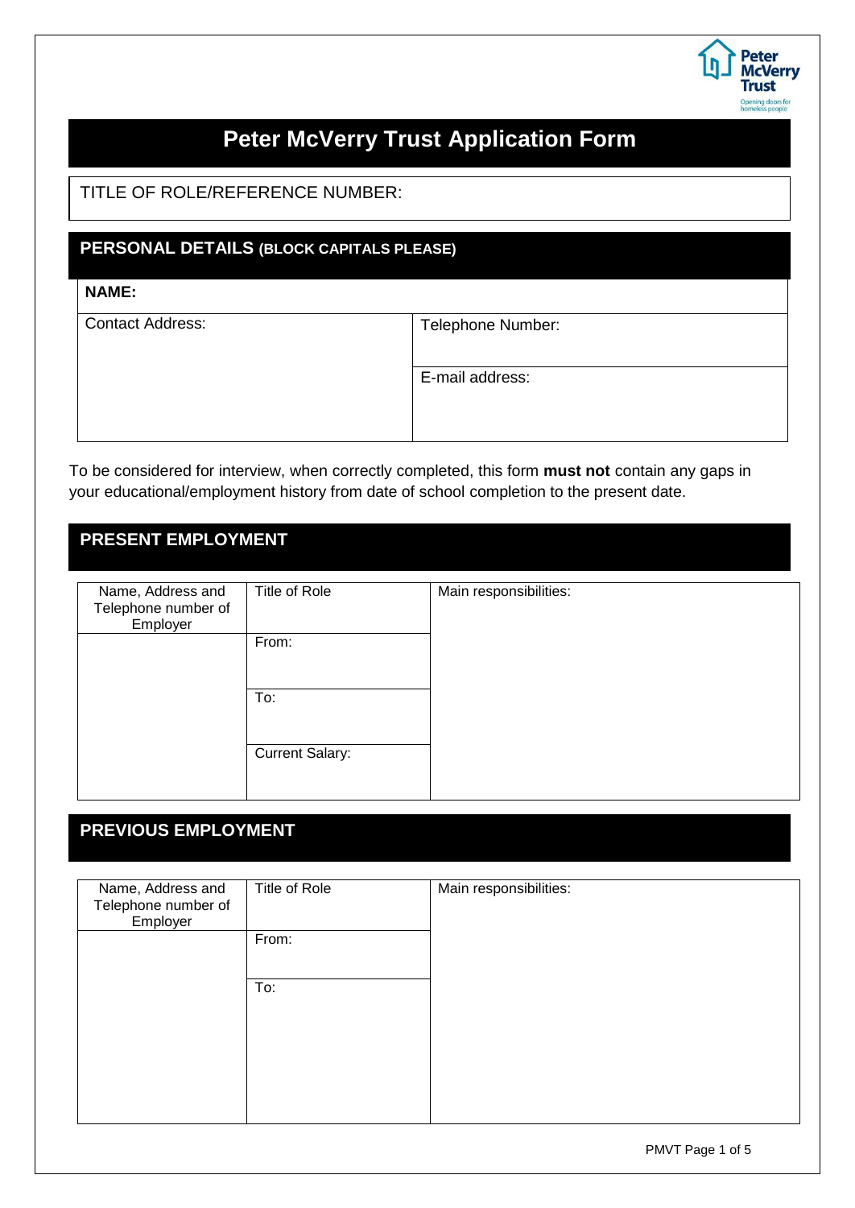# Peter McVerry Trust Application Form

TITLE OF ROLE/REFERENCE NUMBER:

## PERSONAL DETAILS (BLOCK CAPITALS PLEASE)

| **NAME:** | |
|---|---|
| Contact Address: | Telephone Number: |
| | E-mail address: |

To be considered for interview, when correctly completed, this form **must not** contain any gaps in your educational/employment history from date of school completion to the present date.

## PRESENT EMPLOYMENT

| Name, Address and Telephone number of Employer | Title of Role | Main responsibilities: |
|---|---|---|
| | From: | |
| | To: | |
| | Current Salary: | |

## PREVIOUS EMPLOYMENT

| Name, Address and Telephone number of Employer | Title of Role | Main responsibilities: |
|---|---|---|
| | From: | |
| | To: | |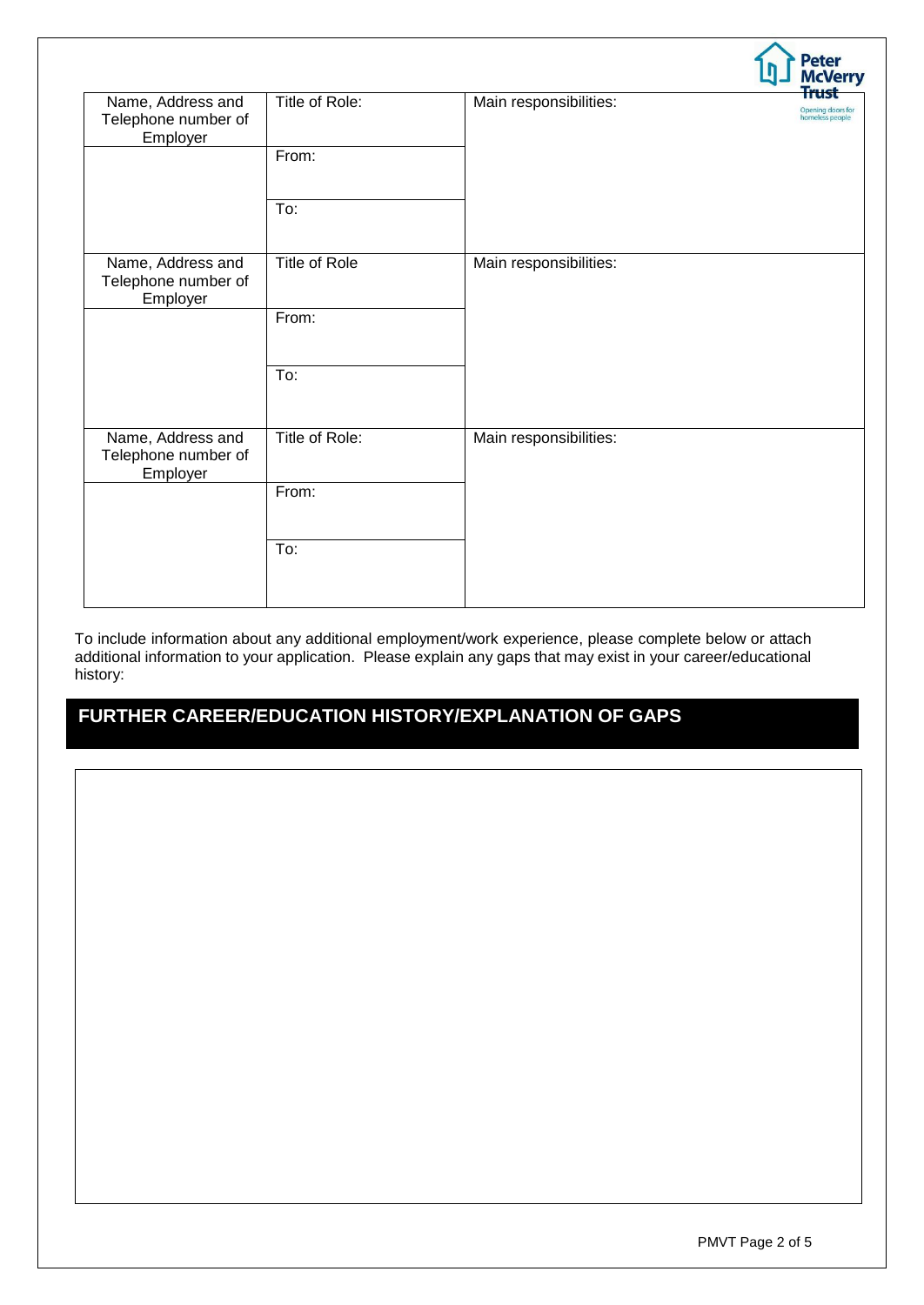| Name, Address and Telephone number of Employer | Title of Role: | Main responsibilities: |
|---|---|---|
| | From: | |
| | To: | |
| Name, Address and Telephone number of Employer | Title of Role | Main responsibilities: |
| | From: | |
| | To: | |
| Name, Address and Telephone number of Employer | Title of Role: | Main responsibilities: |
| | From: | |
| | To: | |

To include information about any additional employment/work experience, please complete below or attach additional information to your application. Please explain any gaps that may exist in your career/educational history:

## FURTHER CAREER/EDUCATION HISTORY/EXPLANATION OF GAPS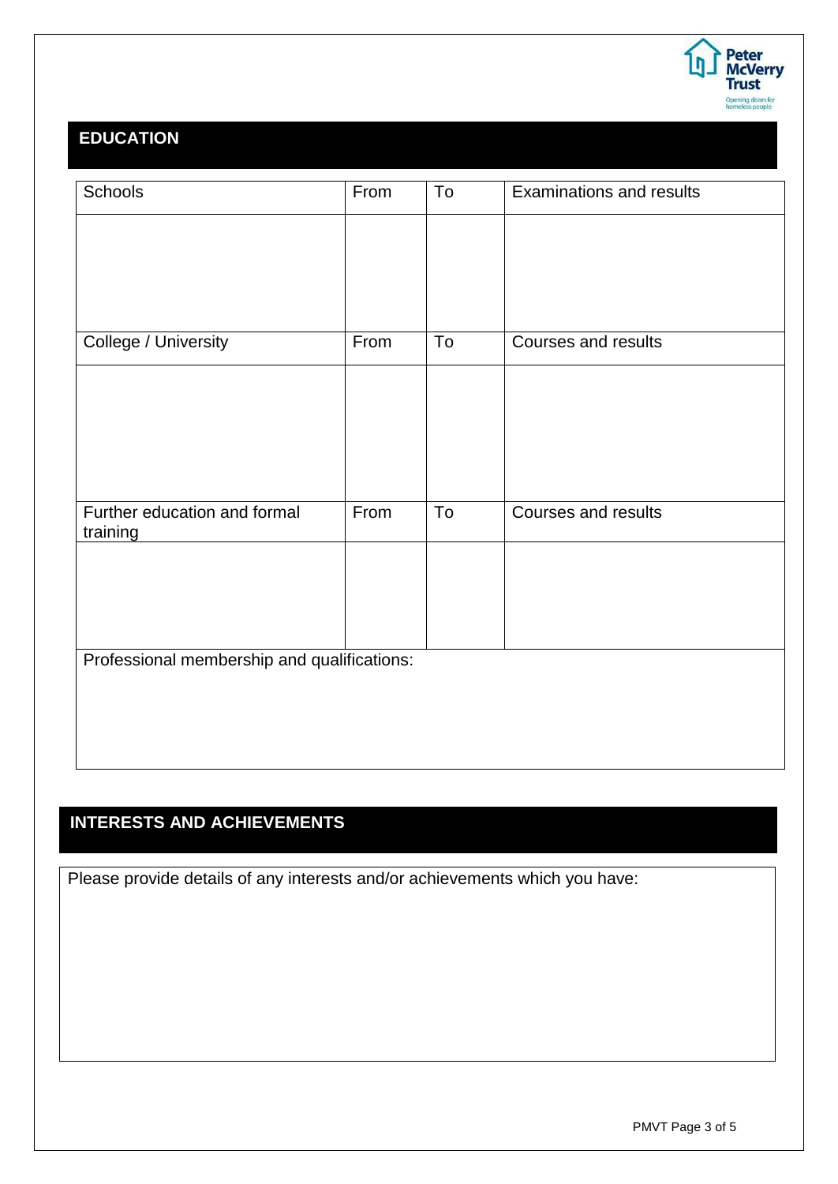## EDUCATION

| Schools | From | To | Examinations and results |
| --- | --- | --- | --- |
| | | | |
| **College / University** | **From** | **To** | **Courses and results** |
| | | | |
| **Further education and formal training** | **From** | **To** | **Courses and results** |
| | | | |
| **Professional membership and qualifications:** | | | |
| | | | |

## INTERESTS AND ACHIEVEMENTS

Please provide details of any interests and/or achievements which you have: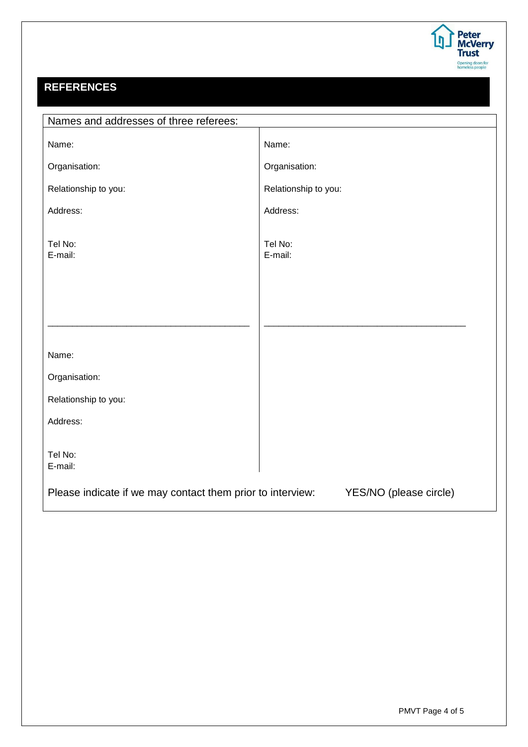## REFERENCES

Names and addresses of three referees:

| | |
|---|---|
| Name: | Name: |
| Organisation: | Organisation: |
| Relationship to you: | Relationship to you: |
| Address: | Address: |
| Tel No: | Tel No: |
| E-mail: | E-mail: |

Name:

Organisation:

Relationship to you:

Address:

Tel No:

E-mail:

Please indicate if we may contact them prior to interview: YES/NO (please circle)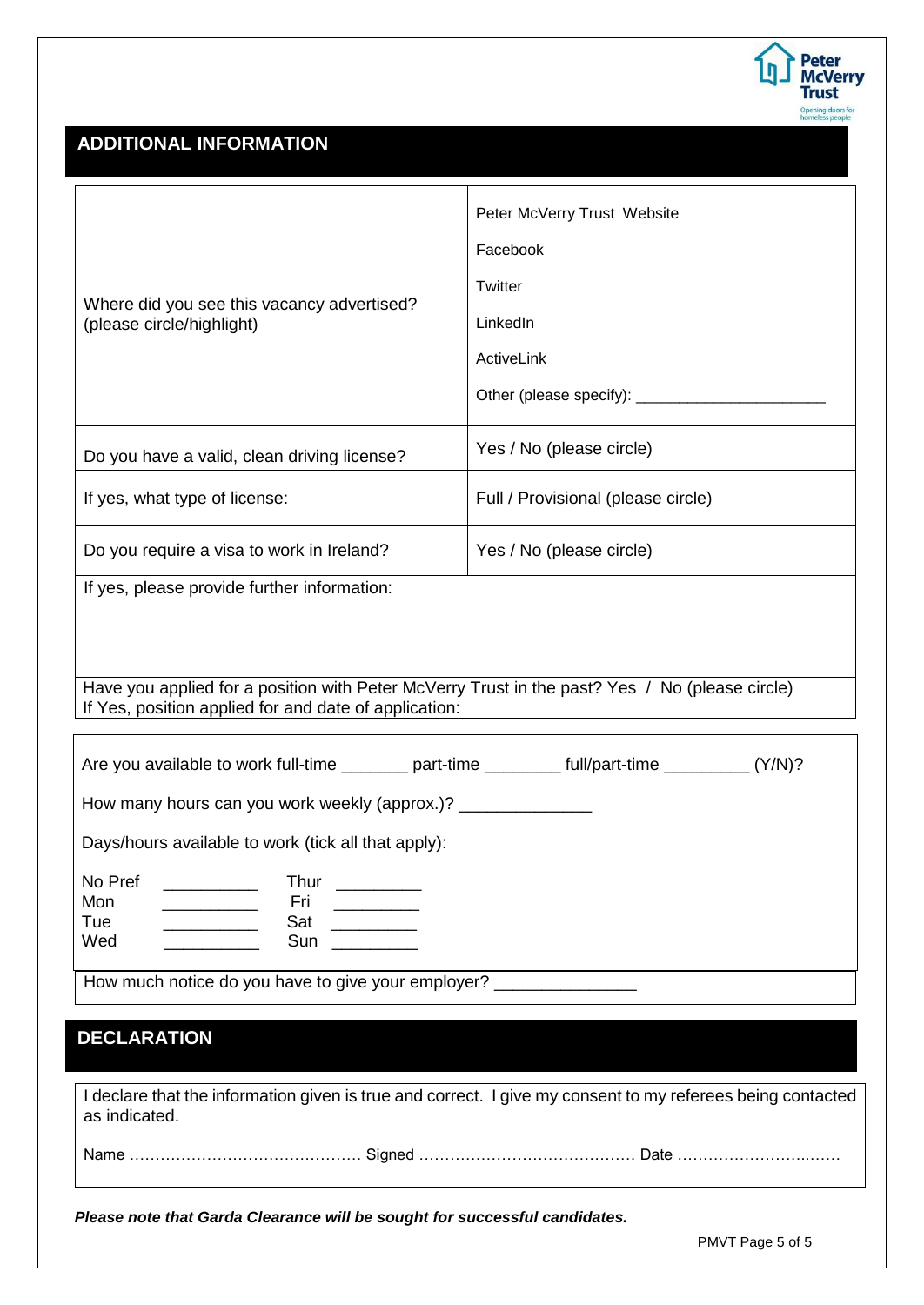## ADDITIONAL INFORMATION

| | |
|---|---|
| Where did you see this vacancy advertised? (please circle/highlight) | Peter McVerry Trust Website<br>Facebook<br>Twitter<br>LinkedIn<br>ActiveLink<br>Other (please specify): ______________________ |
| Do you have a valid, clean driving license? | Yes / No (please circle) |
| If yes, what type of license: | Full / Provisional (please circle) |
| Do you require a visa to work in Ireland? | Yes / No (please circle) |

If yes, please provide further information:

Have you applied for a position with Peter McVerry Trust in the past? Yes / No (please circle)
If Yes, position applied for and date of application:

Are you available to work full-time _______ part-time ________ full/part-time _________ (Y/N)?

How many hours can you work weekly (approx.)? ______________

Days/hours available to work (tick all that apply):

| | | | |
|---|---|---|---|
| No Pref | __________ | Thur | _________ |
| Mon | __________ | Fri | _________ |
| Tue | __________ | Sat | _________ |
| Wed | __________ | Sun | _________ |

How much notice do you have to give your employer? _______________

## DECLARATION

I declare that the information given is true and correct. I give my consent to my referees being contacted as indicated.

Name ……………………………………… Signed …………………………………… Date ……………………….……

***Please note that Garda Clearance will be sought for successful candidates.***